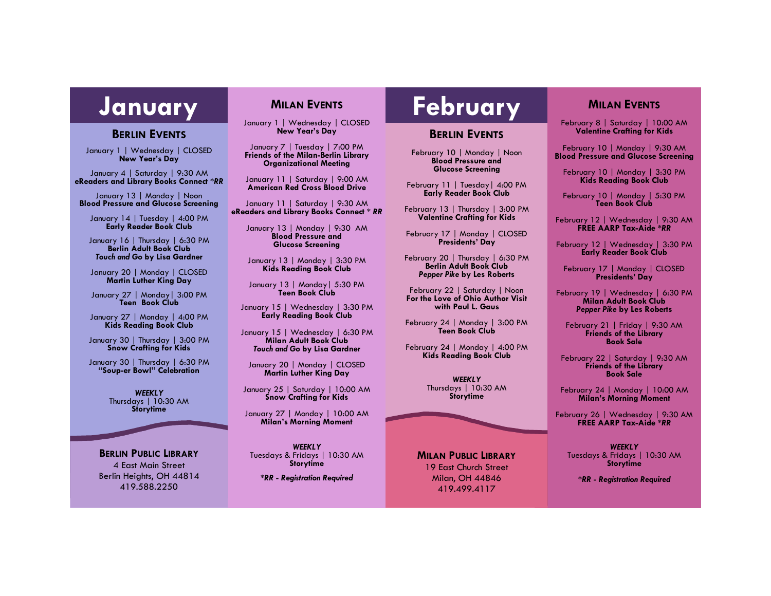# January

## Berlin Events

January 1 | Wednesday | CLOSED
**New Year's Day**

January 4 | Saturday | 9:30 AM
**eReaders and Library Books Connect *RR**

January 13 | Monday | Noon
**Blood Pressure and Glucose Screening**

January 14 | Tuesday | 4:00 PM
**Early Reader Book Club**

January 16 | Thursday | 6:30 PM
**Berlin Adult Book Club**
***Touch and Go* by Lisa Gardner**

January 20 | Monday | CLOSED
**Martin Luther King Day**

January 27 | Monday| 3:00 PM
**Teen Book Club**

January 27 | Monday | 4:00 PM
**Kids Reading Book Club**

January 30 | Thursday | 3:00 PM
**Snow Crafting for Kids**

January 30 | Thursday | 6:30 PM
**"Soup-er Bowl" Celebration**

***WEEKLY***
Thursdays | 10:30 AM
**Storytime**

**Berlin Public Library**
4 East Main Street
Berlin Heights, OH 44814
419.588.2250

## Milan Events

January 1 | Wednesday | CLOSED
**New Year's Day**

January 7 | Tuesday | 7:00 PM
**Friends of the Milan-Berlin Library Organizational Meeting**

January 11 | Saturday | 9:00 AM
**American Red Cross Blood Drive**

January 11 | Saturday | 9:30 AM
**eReaders and Library Books Connect * RR**

January 13 | Monday | 9:30 AM
**Blood Pressure and Glucose Screening**

January 13 | Monday | 3:30 PM
**Kids Reading Book Club**

January 13 | Monday| 5:30 PM
**Teen Book Club**

January 15 | Wednesday | 3:30 PM
**Early Reading Book Club**

January 15 | Wednesday | 6:30 PM
**Milan Adult Book Club**
***Touch and Go* by Lisa Gardner**

January 20 | Monday | CLOSED
**Martin Luther King Day**

January 25 | Saturday | 10:00 AM
**Snow Crafting for Kids**

January 27 | Monday | 10:00 AM
**Milan's Morning Moment**

***WEEKLY***
Tuesdays & Fridays | 10:30 AM
**Storytime**

***\*RR - Registration Required***

# February

## Berlin Events

February 10 | Monday | Noon
**Blood Pressure and Glucose Screening**

February 11 | Tuesday| 4:00 PM
**Early Reader Book Club**

February 13 | Thursday | 3:00 PM
**Valentine Crafting for Kids**

February 17 | Monday | CLOSED
**Presidents' Day**

February 20 | Thursday | 6:30 PM
**Berlin Adult Book Club**
***Pepper Pike* by Les Roberts**

February 22 | Saturday | Noon
**For the Love of Ohio Author Visit with Paul L. Gaus**

February 24 | Monday | 3:00 PM
**Teen Book Club**

February 24 | Monday | 4:00 PM
**Kids Reading Book Club**

***WEEKLY***
Thursdays | 10:30 AM
**Storytime**

**Milan Public Library**
19 East Church Street
Milan, OH 44846
419.499.4117

## Milan Events

February 8 | Saturday | 10:00 AM
**Valentine Crafting for Kids**

February 10 | Monday | 9:30 AM
**Blood Pressure and Glucose Screening**

February 10 | Monday | 3:30 PM
**Kids Reading Book Club**

February 10 | Monday | 5:30 PM
**Teen Book Club**

February 12 | Wednesday | 9:30 AM
**FREE AARP Tax-Aide *RR**

February 12 | Wednesday | 3:30 PM
**Early Reader Book Club**

February 17 | Monday | CLOSED
**Presidents' Day**

February 19 | Wednesday | 6:30 PM
**Milan Adult Book Club**
***Pepper Pike* by Les Roberts**

February 21 | Friday | 9:30 AM
**Friends of the Library Book Sale**

February 22 | Saturday | 9:30 AM
**Friends of the Library Book Sale**

February 24 | Monday | 10:00 AM
**Milan's Morning Moment**

February 26 | Wednesday | 9:30 AM
**FREE AARP Tax-Aide *RR**

***WEEKLY***
Tuesdays & Fridays | 10:30 AM
**Storytime**

***\*RR - Registration Required***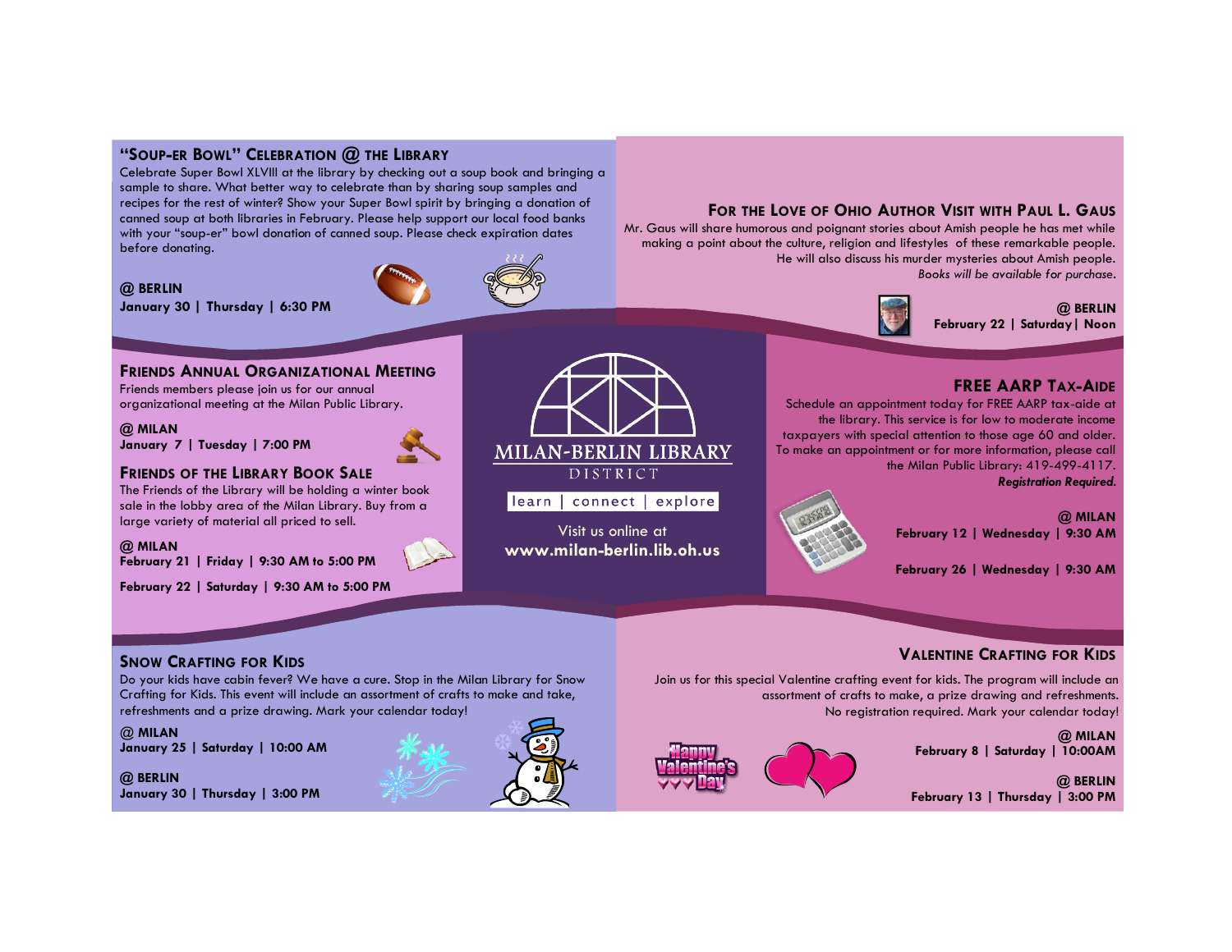## "Soup-er Bowl" Celebration @ the Library

Celebrate Super Bowl XLVIII at the library by checking out a soup book and bringing a sample to share. What better way to celebrate than by sharing soup samples and recipes for the rest of winter? Show your Super Bowl spirit by bringing a donation of canned soup at both libraries in February. Please help support our local food banks with your "soup-er" bowl donation of canned soup. Please check expiration dates before donating.

**@ BERLIN**
**January 30 | Thursday | 6:30 PM**

## For the Love of Ohio Author Visit with Paul L. Gaus

Mr. Gaus will share humorous and poignant stories about Amish people he has met while making a point about the culture, religion and lifestyles of these remarkable people. He will also discuss his murder mysteries about Amish people.
*Books will be available for purchase.*

**@ BERLIN**
**February 22 | Saturday| Noon**

## Friends Annual Organizational Meeting

Friends members please join us for our annual organizational meeting at the Milan Public Library.

**@ MILAN**
**January 7 | Tuesday | 7:00 PM**

## Friends of the Library Book Sale

The Friends of the Library will be holding a winter book sale in the lobby area of the Milan Library. Buy from a large variety of material all priced to sell.

**@ MILAN**
**February 21 | Friday | 9:30 AM to 5:00 PM**

**February 22 | Saturday | 9:30 AM to 5:00 PM**

MILAN-BERLIN LIBRARY
DISTRICT

learn | connect | explore

Visit us online at
**www.milan-berlin.lib.oh.us**

## FREE AARP Tax-Aide

Schedule an appointment today for FREE AARP tax-aide at the library. This service is for low to moderate income taxpayers with special attention to those age 60 and older. To make an appointment or for more information, please call the Milan Public Library: 419-499-4117.
***Registration Required.***

**@ MILAN**
**February 12 | Wednesday | 9:30 AM**

**February 26 | Wednesday | 9:30 AM**

## Snow Crafting for Kids

Do your kids have cabin fever? We have a cure. Stop in the Milan Library for Snow Crafting for Kids. This event will include an assortment of crafts to make and take, refreshments and a prize drawing. Mark your calendar today!

**@ MILAN**
**January 25 | Saturday | 10:00 AM**

**@ BERLIN**
**January 30 | Thursday | 3:00 PM**

## Valentine Crafting for Kids

Join us for this special Valentine crafting event for kids. The program will include an assortment of crafts to make, a prize drawing and refreshments. No registration required. Mark your calendar today!

**@ MILAN**
**February 8 | Saturday | 10:00AM**

**@ BERLIN**
**February 13 | Thursday | 3:00 PM**